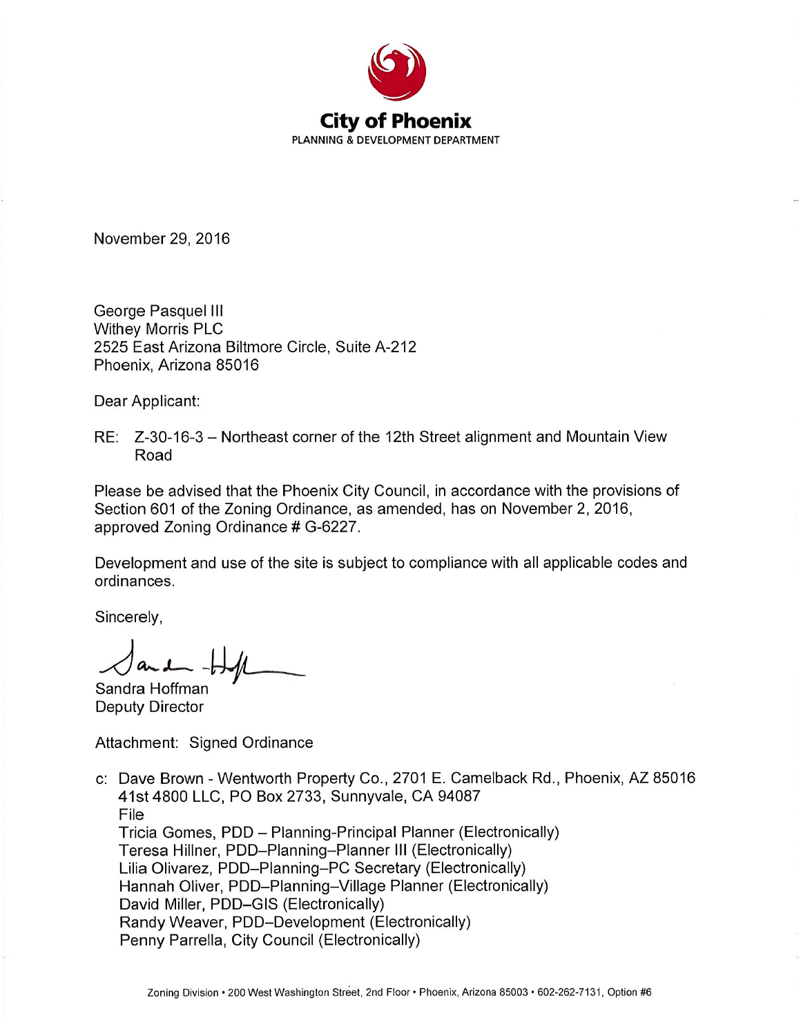**City of Phoenix**
PLANNING & DEVELOPMENT DEPARTMENT

November 29, 2016

George Pasquel III
Withey Morris PLC
2525 East Arizona Biltmore Circle, Suite A-212
Phoenix, Arizona 85016

Dear Applicant:

RE: Z-30-16-3 – Northeast corner of the 12th Street alignment and Mountain View Road

Please be advised that the Phoenix City Council, in accordance with the provisions of Section 601 of the Zoning Ordinance, as amended, has on November 2, 2016, approved Zoning Ordinance # G-6227.

Development and use of the site is subject to compliance with all applicable codes and ordinances.

Sincerely,

Sandra Hoffman
Deputy Director

Attachment: Signed Ordinance

c: Dave Brown - Wentworth Property Co., 2701 E. Camelback Rd., Phoenix, AZ 85016
41st 4800 LLC, PO Box 2733, Sunnyvale, CA 94087
File
Tricia Gomes, PDD – Planning-Principal Planner (Electronically)
Teresa Hillner, PDD–Planning–Planner III (Electronically)
Lilia Olivarez, PDD–Planning–PC Secretary (Electronically)
Hannah Oliver, PDD–Planning–Village Planner (Electronically)
David Miller, PDD–GIS (Electronically)
Randy Weaver, PDD–Development (Electronically)
Penny Parrella, City Council (Electronically)

Zoning Division • 200 West Washington Street, 2nd Floor • Phoenix, Arizona 85003 • 602-262-7131, Option #6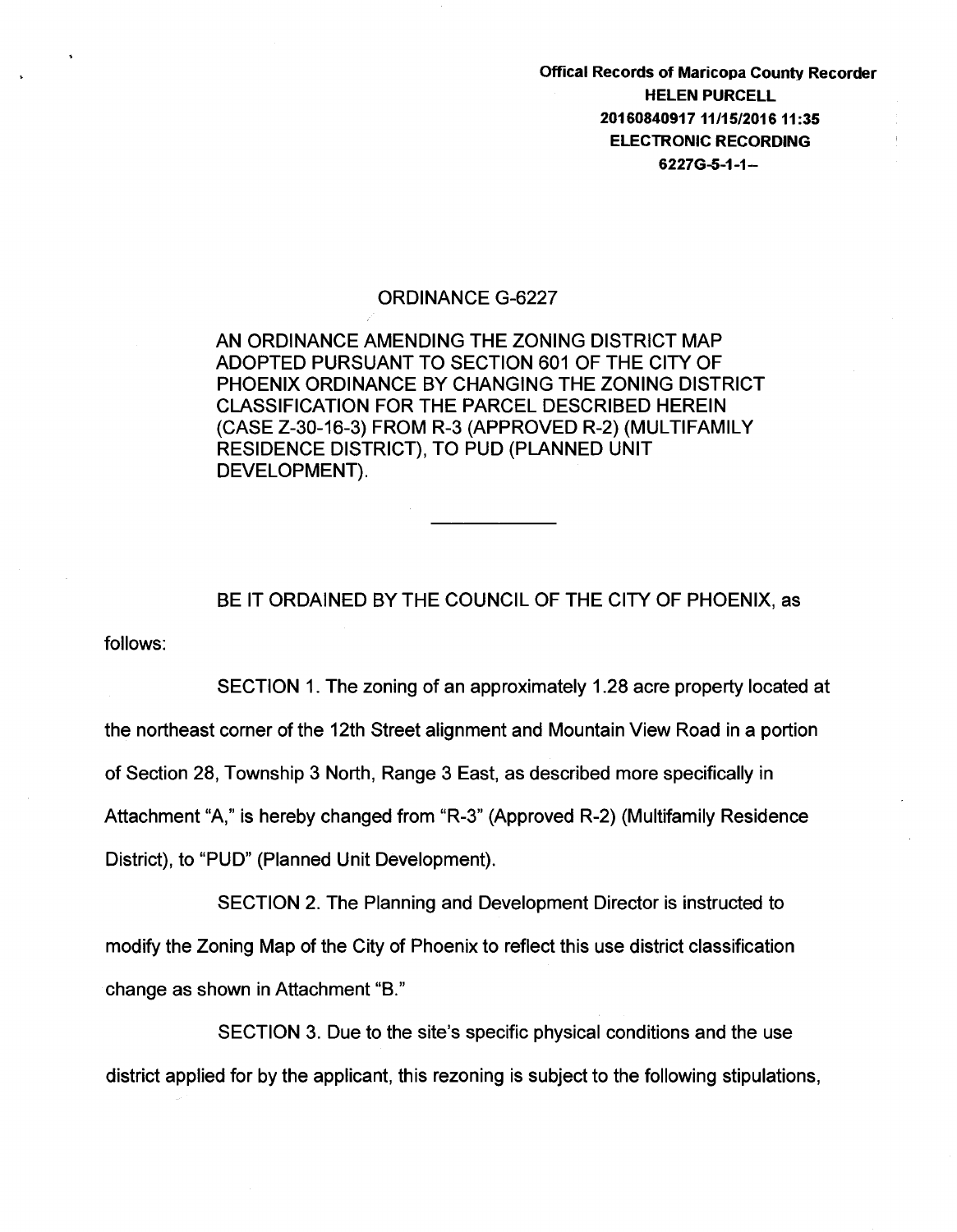**Offical Records of Maricopa County Recorder**
**HELEN PURCELL**
**20160840917 11/15/2016 11:35**
**ELECTRONIC RECORDING**
**6227G-5-1-1--**

ORDINANCE G-6227

AN ORDINANCE AMENDING THE ZONING DISTRICT MAP ADOPTED PURSUANT TO SECTION 601 OF THE CITY OF PHOENIX ORDINANCE BY CHANGING THE ZONING DISTRICT CLASSIFICATION FOR THE PARCEL DESCRIBED HEREIN (CASE Z-30-16-3) FROM R-3 (APPROVED R-2) (MULTIFAMILY RESIDENCE DISTRICT), TO PUD (PLANNED UNIT DEVELOPMENT).

---

BE IT ORDAINED BY THE COUNCIL OF THE CITY OF PHOENIX, as follows:

SECTION 1. The zoning of an approximately 1.28 acre property located at the northeast corner of the 12th Street alignment and Mountain View Road in a portion of Section 28, Township 3 North, Range 3 East, as described more specifically in Attachment "A," is hereby changed from "R-3" (Approved R-2) (Multifamily Residence District), to "PUD" (Planned Unit Development).

SECTION 2. The Planning and Development Director is instructed to modify the Zoning Map of the City of Phoenix to reflect this use district classification change as shown in Attachment "B."

SECTION 3. Due to the site's specific physical conditions and the use district applied for by the applicant, this rezoning is subject to the following stipulations,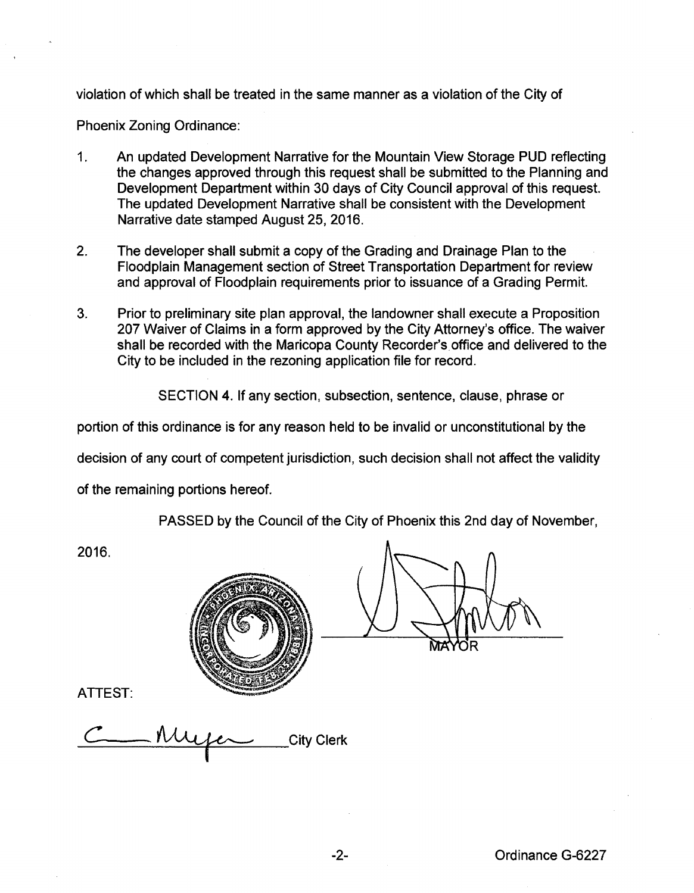violation of which shall be treated in the same manner as a violation of the City of Phoenix Zoning Ordinance:

1. An updated Development Narrative for the Mountain View Storage PUD reflecting the changes approved through this request shall be submitted to the Planning and Development Department within 30 days of City Council approval of this request. The updated Development Narrative shall be consistent with the Development Narrative date stamped August 25, 2016.

2. The developer shall submit a copy of the Grading and Drainage Plan to the Floodplain Management section of Street Transportation Department for review and approval of Floodplain requirements prior to issuance of a Grading Permit.

3. Prior to preliminary site plan approval, the landowner shall execute a Proposition 207 Waiver of Claims in a form approved by the City Attorney's office. The waiver shall be recorded with the Maricopa County Recorder's office and delivered to the City to be included in the rezoning application file for record.

SECTION 4. If any section, subsection, sentence, clause, phrase or portion of this ordinance is for any reason held to be invalid or unconstitutional by the decision of any court of competent jurisdiction, such decision shall not affect the validity of the remaining portions hereof.

PASSED by the Council of the City of Phoenix this 2nd day of November, 2016.

MAYOR

ATTEST:

City Clerk

Ordinance G-6227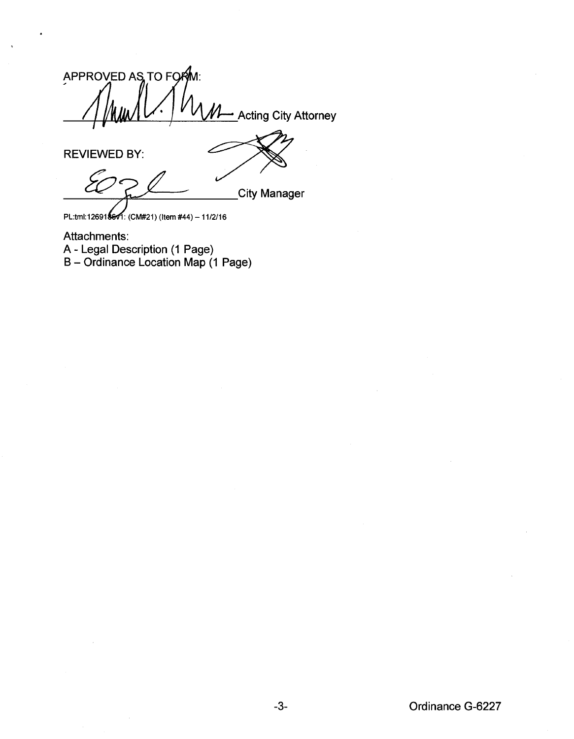APPROVED AS TO FORM:

\_\_\_\_\_\_\_\_\_\_\_\_\_\_\_\_\_\_\_\_\_\_\_\_\_\_\_\_\_\_ Acting City Attorney

REVIEWED BY:

\_\_\_\_\_\_\_\_\_\_\_\_\_\_\_\_\_\_\_\_\_\_\_\_\_\_\_\_\_\_ City Manager

PL:tml:1269186v1: (CM#21) (Item #44) – 11/2/16

Attachments:
A - Legal Description (1 Page)
B – Ordinance Location Map (1 Page)

Ordinance G-6227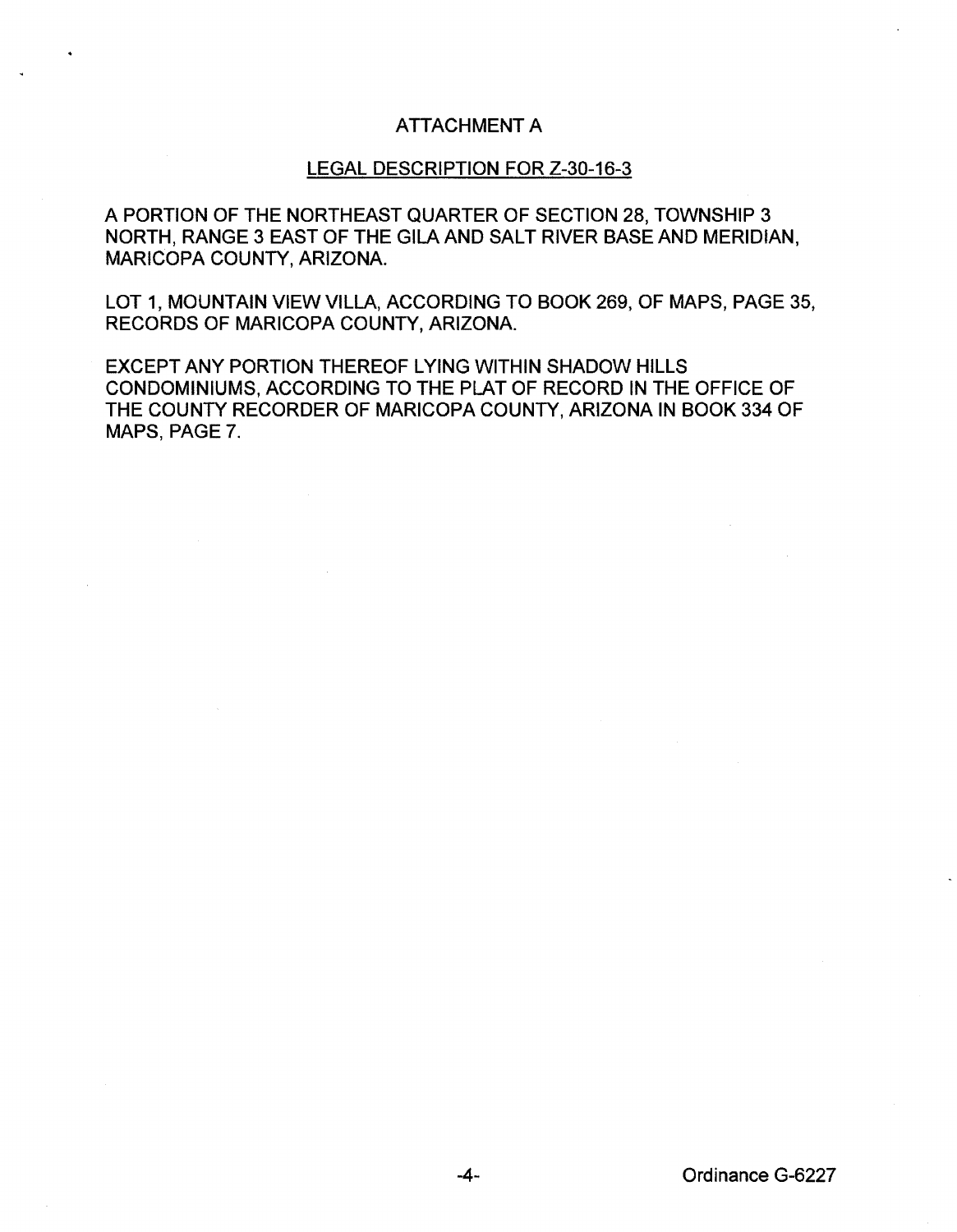# ATTACHMENT A

## LEGAL DESCRIPTION FOR Z-30-16-3

A PORTION OF THE NORTHEAST QUARTER OF SECTION 28, TOWNSHIP 3 NORTH, RANGE 3 EAST OF THE GILA AND SALT RIVER BASE AND MERIDIAN, MARICOPA COUNTY, ARIZONA.

LOT 1, MOUNTAIN VIEW VILLA, ACCORDING TO BOOK 269, OF MAPS, PAGE 35, RECORDS OF MARICOPA COUNTY, ARIZONA.

EXCEPT ANY PORTION THEREOF LYING WITHIN SHADOW HILLS CONDOMINIUMS, ACCORDING TO THE PLAT OF RECORD IN THE OFFICE OF THE COUNTY RECORDER OF MARICOPA COUNTY, ARIZONA IN BOOK 334 OF MAPS, PAGE 7.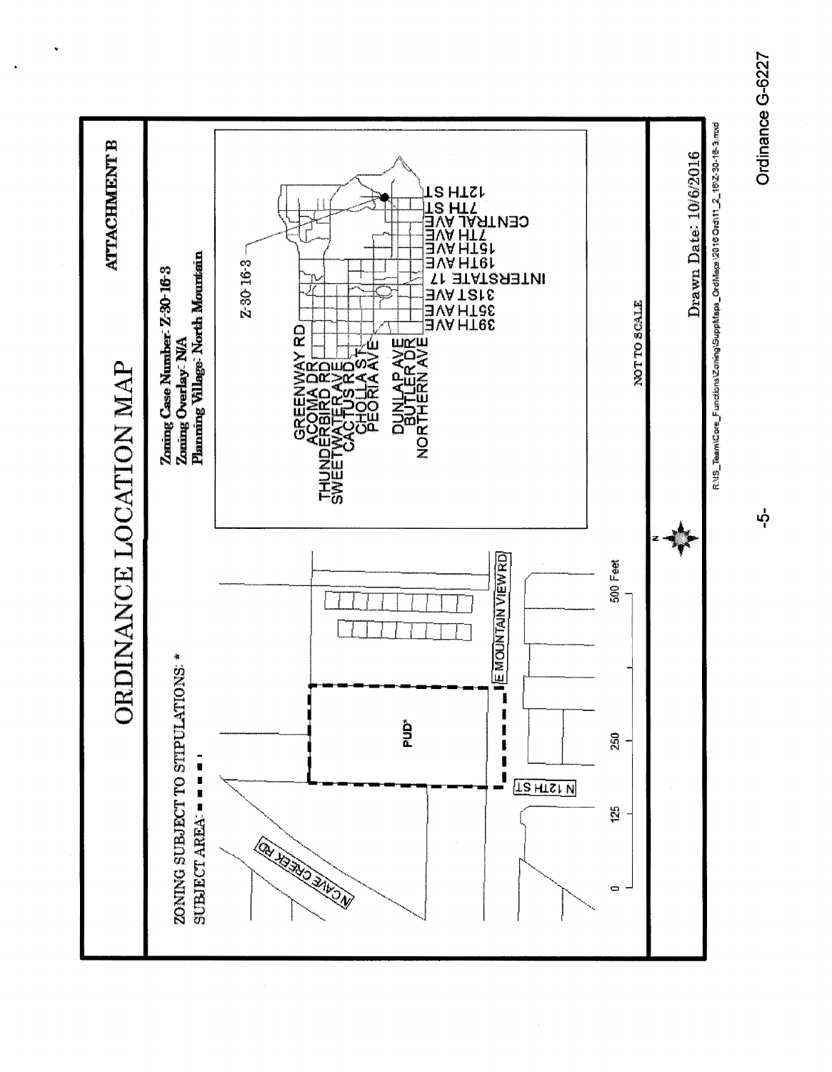# ORDINANCE LOCATION MAP

**ATTACHMENT B**

ZONING SUBJECT TO STIPULATIONS: *

SUBJECT AREA: - - - - -

**Zoning Case Number: Z-30-16-3**
**Zoning Overlay: N/A**
**Planning Village: North Mountain**

N CAVE CREEK RD

PUD*

N 12TH ST

E MOUNTAIN VIEW RD

0
125
250
500 Feet

N

Z-30-16-3

GREENWAY RD
ACOMA DR
THUNDERBIRD RD
SWEETWATER AVE
CACTUS RD
CHOLLA ST
PEORIA AVE
DUNLAP AVE
BUTLER DR
NORTHERN AVE

39TH AVE
35TH AVE
31ST AVE
INTERSTATE 17
19TH AVE
15TH AVE
7TH AVE
CENTRAL AVE
7TH ST
12TH ST

NOT TO SCALE

Drawn Date: 10/6/2016

R:\IS_Team\Core_Functions\Zoning\SuppMaps_OrdMaps\2016 Ord\11_2_16\Z-30-16-3.mxd

Ordinance G-6227